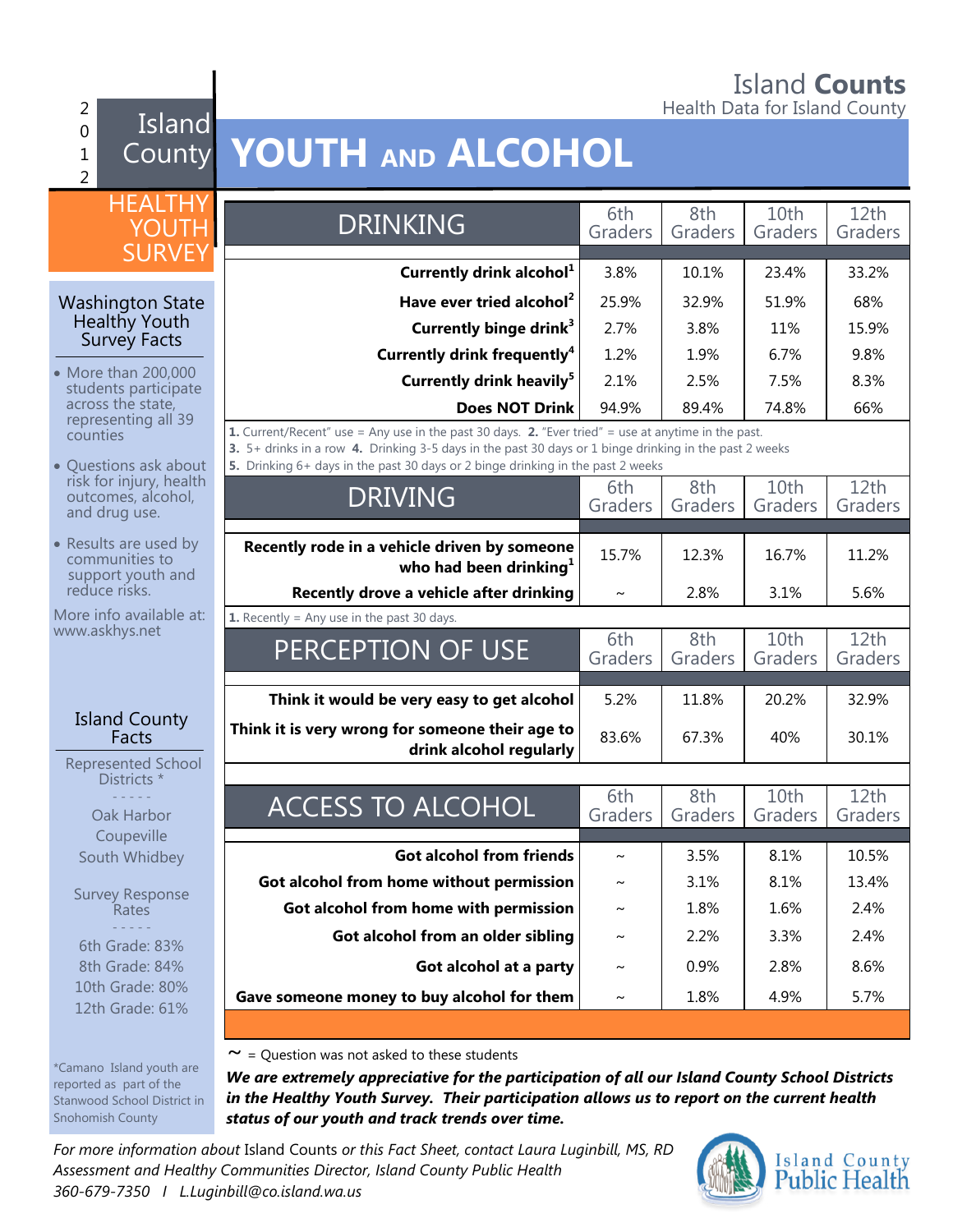# Island Counts

Health Data for Island County

2012 Island County HEALTHY YOUTH SURVEY

# YOUTH AND ALCOHOL

| DRINKING | 6th Graders | 8th Graders | 10th Graders | 12th Graders |
|---|---|---|---|---|
| **Currently drink alcohol[1]** | 3.8% | 10.1% | 23.4% | 33.2% |
| **Have ever tried alcohol[2]** | 25.9% | 32.9% | 51.9% | 68% |
| **Currently binge drink[3]** | 2.7% | 3.8% | 11% | 15.9% |
| **Currently drink frequently[4]** | 1.2% | 1.9% | 6.7% | 9.8% |
| **Currently drink heavily[5]** | 2.1% | 2.5% | 7.5% | 8.3% |
| **Does NOT Drink** | 94.9% | 89.4% | 74.8% | 66% |

**1.** Current/Recent" use = Any use in the past 30 days. **2.** "Ever tried" = use at anytime in the past.
**3.** 5+ drinks in a row **4.** Drinking 3-5 days in the past 30 days or 1 binge drinking in the past 2 weeks
**5.** Drinking 6+ days in the past 30 days or 2 binge drinking in the past 2 weeks

| DRIVING | 6th Graders | 8th Graders | 10th Graders | 12th Graders |
|---|---|---|---|---|
| **Recently rode in a vehicle driven by someone who had been drinking[1]** | 15.7% | 12.3% | 16.7% | 11.2% |
| **Recently drove a vehicle after drinking** | ~ | 2.8% | 3.1% | 5.6% |

**1.** Recently = Any use in the past 30 days.

| PERCEPTION OF USE | 6th Graders | 8th Graders | 10th Graders | 12th Graders |
|---|---|---|---|---|
| **Think it would be very easy to get alcohol** | 5.2% | 11.8% | 20.2% | 32.9% |
| **Think it is very wrong for someone their age to drink alcohol regularly** | 83.6% | 67.3% | 40% | 30.1% |

| ACCESS TO ALCOHOL | 6th Graders | 8th Graders | 10th Graders | 12th Graders |
|---|---|---|---|---|
| **Got alcohol from friends** | ~ | 3.5% | 8.1% | 10.5% |
| **Got alcohol from home without permission** | ~ | 3.1% | 8.1% | 13.4% |
| **Got alcohol from home with permission** | ~ | 1.8% | 1.6% | 2.4% |
| **Got alcohol from an older sibling** | ~ | 2.2% | 3.3% | 2.4% |
| **Got alcohol at a party** | ~ | 0.9% | 2.8% | 8.6% |
| **Gave someone money to buy alcohol for them** | ~ | 1.8% | 4.9% | 5.7% |

~ = Question was not asked to these students

## Washington State Healthy Youth Survey Facts

- More than 200,000 students participate across the state, representing all 39 counties
- Questions ask about risk for injury, health outcomes, alcohol, and drug use.
- Results are used by communities to support youth and reduce risks.

More info available at: www.askhys.net

## Island County Facts

Represented School Districts *

- - - - -

Oak Harbor
Coupeville
South Whidbey

Survey Response Rates

- - - - -

6th Grade: 83%
8th Grade: 84%
10th Grade: 80%
12th Grade: 61%

*Camano Island youth are reported as part of the Stanwood School District in Snohomish County

***We are extremely appreciative for the participation of all our Island County School Districts in the Healthy Youth Survey. Their participation allows us to report on the current health status of our youth and track trends over time.***

*For more information about* Island Counts *or this Fact Sheet, contact Laura Luginbill, MS, RD*
*Assessment and Healthy Communities Director, Island County Public Health*
*360-679-7350 I L.Luginbill@co.island.wa.us*

Island County Public Health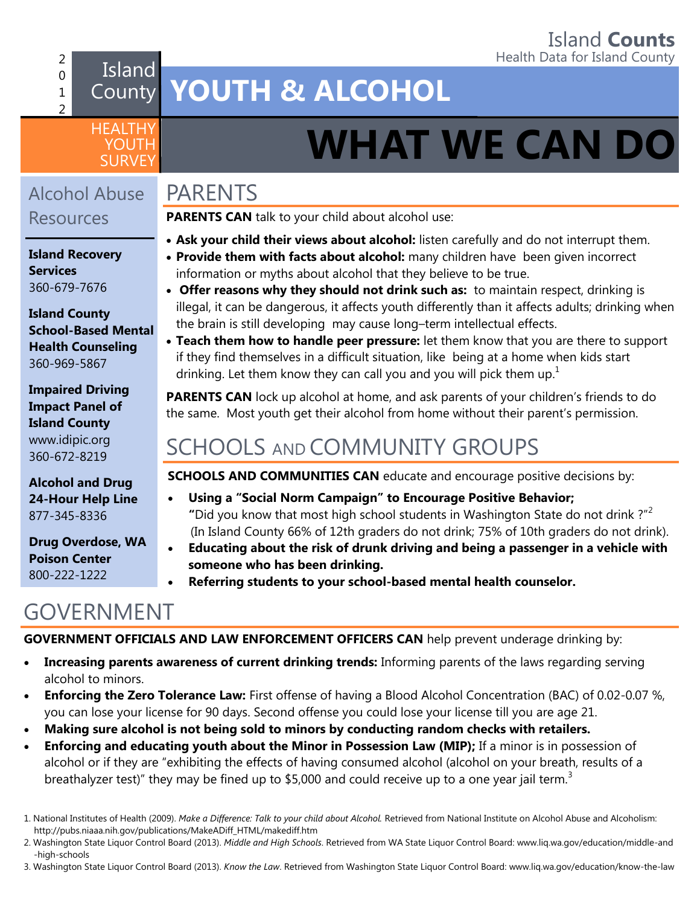Island **Counts**
Health Data for Island County

2012 Island County HEALTHY YOUTH SURVEY

# YOUTH & ALCOHOL

# WHAT WE CAN DO

## Alcohol Abuse Resources

**Island Recovery Services**
360-679-7676

**Island County School-Based Mental Health Counseling**
360-969-5867

**Impaired Driving Impact Panel of Island County**
www.idipic.org
360-672-8219

**Alcohol and Drug 24-Hour Help Line**
877-345-8336

**Drug Overdose, WA Poison Center**
800-222-1222

## PARENTS

**PARENTS CAN** talk to your child about alcohol use:

- **Ask your child their views about alcohol:** listen carefully and do not interrupt them.
- **Provide them with facts about alcohol:** many children have been given incorrect information or myths about alcohol that they believe to be true.
- **Offer reasons why they should not drink such as:** to maintain respect, drinking is illegal, it can be dangerous, it affects youth differently than it affects adults; drinking when the brain is still developing may cause long–term intellectual effects.
- **Teach them how to handle peer pressure:** let them know that you are there to support if they find themselves in a difficult situation, like being at a home when kids start drinking. Let them know they can call you and you will pick them up.[1]

**PARENTS CAN** lock up alcohol at home, and ask parents of your children's friends to do the same. Most youth get their alcohol from home without their parent's permission.

## SCHOOLS AND COMMUNITY GROUPS

**SCHOOLS AND COMMUNITIES CAN** educate and encourage positive decisions by:

- **Using a "Social Norm Campaign" to Encourage Positive Behavior;** **"**Did you know that most high school students in Washington State do not drink ?"[2] (In Island County 66% of 12th graders do not drink; 75% of 10th graders do not drink).
- **Educating about the risk of drunk driving and being a passenger in a vehicle with someone who has been drinking.**
- **Referring students to your school-based mental health counselor.**

## GOVERNMENT

**GOVERNMENT OFFICIALS AND LAW ENFORCEMENT OFFICERS CAN** help prevent underage drinking by:

- **Increasing parents awareness of current drinking trends:** Informing parents of the laws regarding serving alcohol to minors.
- **Enforcing the Zero Tolerance Law:** First offense of having a Blood Alcohol Concentration (BAC) of 0.02-0.07 %, you can lose your license for 90 days. Second offense you could lose your license till you are age 21.
- **Making sure alcohol is not being sold to minors by conducting random checks with retailers.**
- **Enforcing and educating youth about the Minor in Possession Law (MIP);** If a minor is in possession of alcohol or if they are "exhibiting the effects of having consumed alcohol (alcohol on your breath, results of a breathalyzer test)" they may be fined up to $5,000 and could receive up to a one year jail term.[3]

1. National Institutes of Health (2009). *Make a Difference: Talk to your child about Alcohol.* Retrieved from National Institute on Alcohol Abuse and Alcoholism: http://pubs.niaaa.nih.gov/publications/MakeADiff_HTML/makediff.htm
2. Washington State Liquor Control Board (2013). *Middle and High Schools*. Retrieved from WA State Liquor Control Board: www.liq.wa.gov/education/middle-and-high-schools
3. Washington State Liquor Control Board (2013). *Know the Law*. Retrieved from Washington State Liquor Control Board: www.liq.wa.gov/education/know-the-law